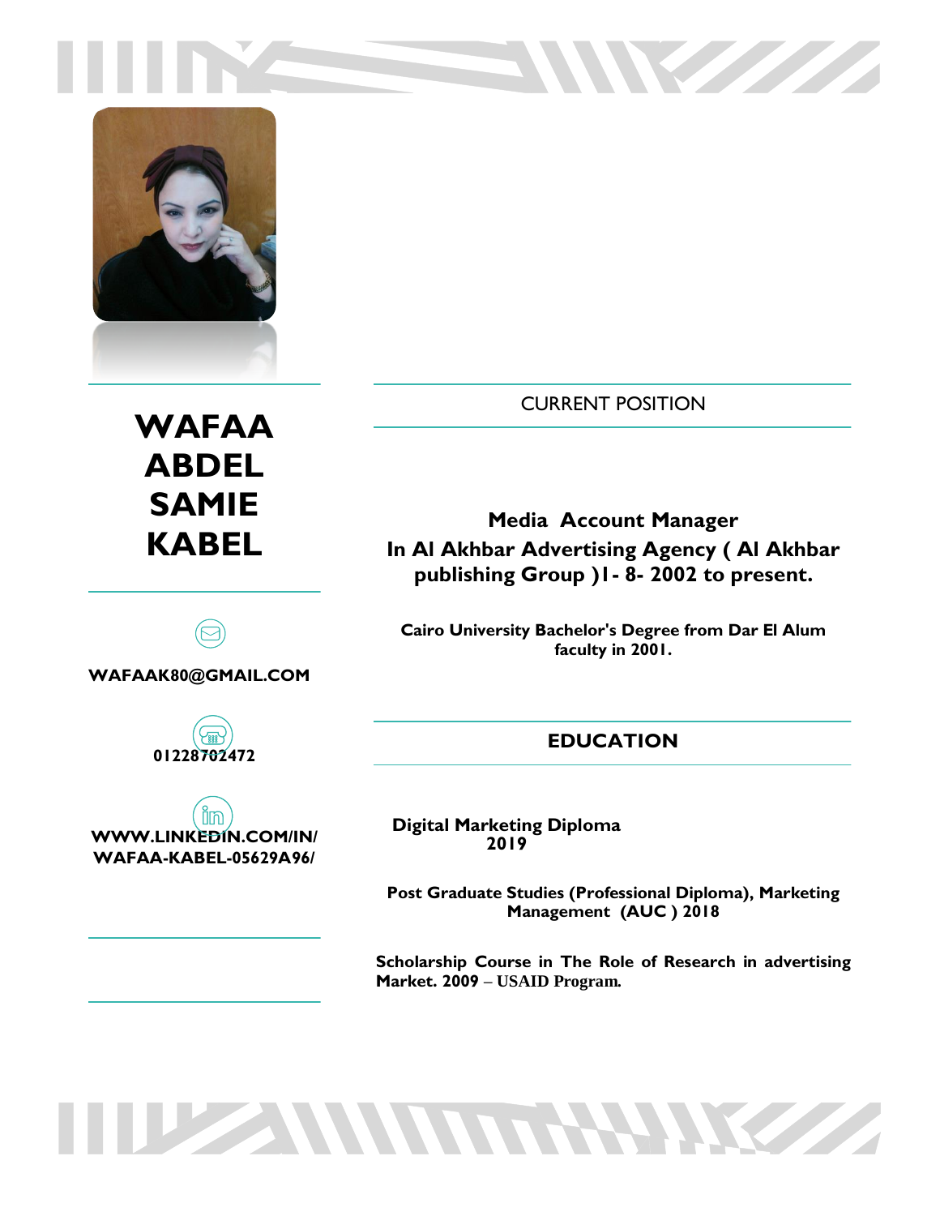# WAFAA ABDEL SAMIE KABEL

WAFAAK80@GMAIL.COM

01228702472

WWW.LINKEDIN.COM/IN/WAFAA-KABEL-05629A96/

## CURRENT POSITION

**Media Account Manager**
**In Al Akhbar Advertising Agency ( Al Akhbar publishing Group )1- 8- 2002 to present.**

**Cairo University Bachelor's Degree from Dar El Alum faculty in 2001.**

## EDUCATION

**Digital Marketing Diploma**
**2019**

**Post Graduate Studies (Professional Diploma), Marketing Management (AUC ) 2018**

**Scholarship Course in The Role of Research in advertising Market. 2009 – USAID Program.**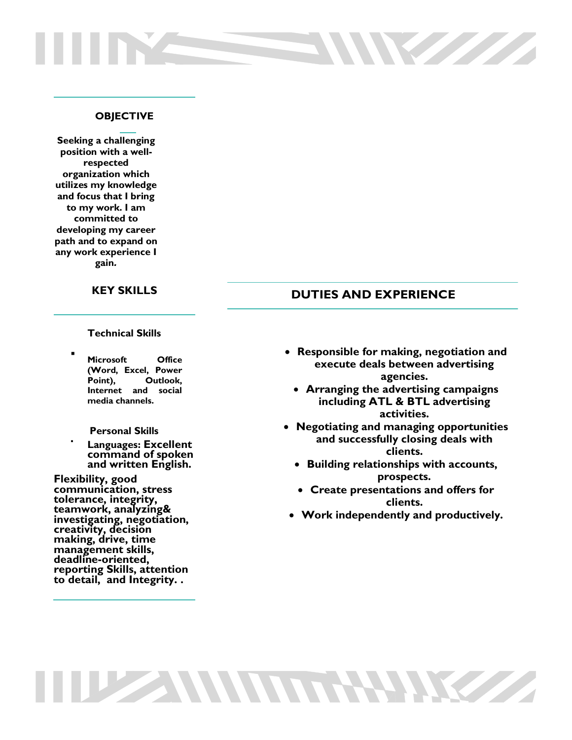## OBJECTIVE

**Seeking a challenging position with a well-respected organization which utilizes my knowledge and focus that I bring to my work. I am committed to developing my career path and to expand on any work experience I gain.**

## KEY SKILLS

### Technical Skills

- **Microsoft Office (Word, Excel, Power Point), Outlook, Internet and social media channels.**

### Personal Skills

- **Languages: Excellent command of spoken and written English.**

**Flexibility, good communication, stress tolerance, integrity, teamwork, analyzing& investigating, negotiation, creativity, decision making, drive, time management skills, deadline-oriented, reporting Skills, attention to detail, and Integrity. .**

## DUTIES AND EXPERIENCE

- **Responsible for making, negotiation and execute deals between advertising agencies.**
- **Arranging the advertising campaigns including ATL & BTL advertising activities.**
- **Negotiating and managing opportunities and successfully closing deals with clients.**
- **Building relationships with accounts, prospects.**
- **Create presentations and offers for clients.**
- **Work independently and productively.**